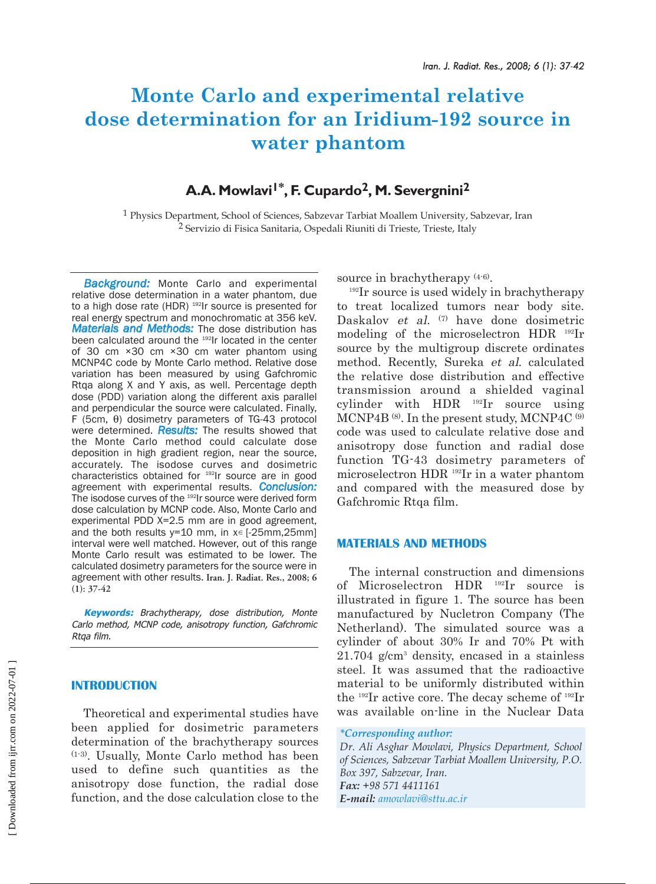# Monte Carlo and experimental relative dose determination for an Iridium-192 source in water phantom

## A.A. Mowlavi[1*], F. Cupardo[2], M. Severgnini[2]

[1] Physics Department, School of Sciences, Sabzevar Tarbiat Moallem University, Sabzevar, Iran
[2] Servizio di Fisica Sanitaria, Ospedali Riuniti di Trieste, Trieste, Italy

***Background:*** Monte Carlo and experimental relative dose determination in a water phantom, due to a high dose rate (HDR) $^{192}$Ir source is presented for real energy spectrum and monochromatic at 356 keV. ***Materials and Methods:*** The dose distribution has been calculated around the $^{192}$Ir located in the center of 30 cm ×30 cm ×30 cm water phantom using MCNP4C code by Monte Carlo method. Relative dose variation has been measured by using Gafchromic Rtqa along X and Y axis, as well. Percentage depth dose (PDD) variation along the different axis parallel and perpendicular the source were calculated. Finally, F (5cm, θ) dosimetry parameters of TG-43 protocol were determined. ***Results:*** The results showed that the Monte Carlo method could calculate dose deposition in high gradient region, near the source, accurately. The isodose curves and dosimetric characteristics obtained for $^{192}$Ir source are in good agreement with experimental results. ***Conclusion:*** The isodose curves of the $^{192}$Ir source were derived form dose calculation by MCNP code. Also, Monte Carlo and experimental PDD X=2.5 mm are in good agreement, and the both results y=10 mm, in x∈ [-25mm,25mm] interval were well matched. However, out of this range Monte Carlo result was estimated to be lower. The calculated dosimetry parameters for the source were in agreement with other results. Iran. J. Radiat. Res., 2008; 6 (1): 37-42

***Keywords:*** *Brachytherapy, dose distribution, Monte Carlo method, MCNP code, anisotropy function, Gafchromic Rtqa film.*

## INTRODUCTION

Theoretical and experimental studies have been applied for dosimetric parameters determination of the brachytherapy sources [1-3]. Usually, Monte Carlo method has been used to define such quantities as the anisotropy dose function, the radial dose function, and the dose calculation close to the source in brachytherapy [4-6].

$^{192}$Ir source is used widely in brachytherapy to treat localized tumors near body site. Daskalov *et al.* [7] have done dosimetric modeling of the microselectron HDR $^{192}$Ir source by the multigroup discrete ordinates method. Recently, Sureka *et al.* calculated the relative dose distribution and effective transmission around a shielded vaginal cylinder with HDR $^{192}$Ir source using MCNP4B [8]. In the present study, MCNP4C [9] code was used to calculate relative dose and anisotropy dose function and radial dose function TG-43 dosimetry parameters of microselectron HDR $^{192}$Ir in a water phantom and compared with the measured dose by Gafchromic Rtqa film.

## MATERIALS AND METHODS

The internal construction and dimensions of Microselectron HDR $^{192}$Ir source is illustrated in figure 1. The source has been manufactured by Nucletron Company (The Netherland). The simulated source was a cylinder of about 30% Ir and 70% Pt with 21.704 g/cm$^3$ density, encased in a stainless steel. It was assumed that the radioactive material to be uniformly distributed within the $^{192}$Ir active core. The decay scheme of $^{192}$Ir was available on-line in the Nuclear Data

*\*Corresponding author:*
*Dr. Ali Asghar Mowlavi, Physics Department, School of Sciences, Sabzevar Tarbiat Moallem University, P.O. Box 397, Sabzevar, Iran.*
***Fax:*** *+98 571 4411161*
***E-mail:*** *amowlavi@sttu.ac.ir*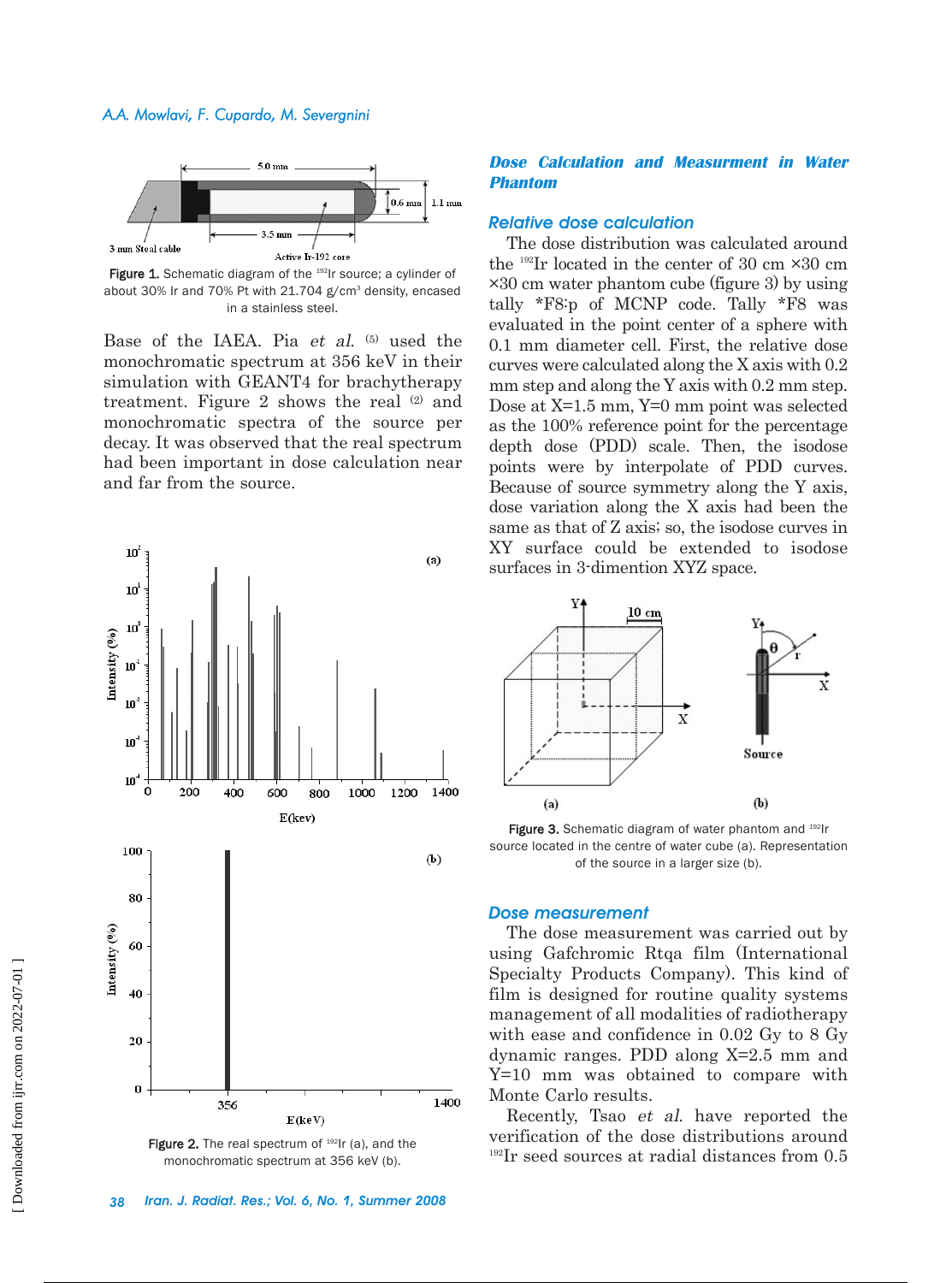Figure 1. Schematic diagram of the $^{192}$Ir source; a cylinder of about 30% Ir and 70% Pt with 21.704 g/cm$^3$ density, encased in a stainless steel.

Base of the IAEA. Pia *et al.* [5] used the monochromatic spectrum at 356 keV in their simulation with GEANT4 for brachytherapy treatment. Figure 2 shows the real [2] and monochromatic spectra of the source per decay. It was observed that the real spectrum had been important in dose calculation near and far from the source.

Figure 2. The real spectrum of $^{192}$Ir (a), and the monochromatic spectrum at 356 keV (b).

## *Dose Calculation and Measurment in Water Phantom*

### *Relative dose calculation*

The dose distribution was calculated around the $^{192}$Ir located in the center of 30 cm ×30 cm ×30 cm water phantom cube (figure 3) by using tally *F8:p of MCNP code. Tally *F8 was evaluated in the point center of a sphere with 0.1 mm diameter cell. First, the relative dose curves were calculated along the X axis with 0.2 mm step and along the Y axis with 0.2 mm step. Dose at X=1.5 mm, Y=0 mm point was selected as the 100% reference point for the percentage depth dose (PDD) scale. Then, the isodose points were by interpolate of PDD curves. Because of source symmetry along the Y axis, dose variation along the X axis had been the same as that of Z axis; so, the isodose curves in XY surface could be extended to isodose surfaces in 3-dimention XYZ space.

Figure 3. Schematic diagram of water phantom and $^{192}$Ir source located in the centre of water cube (a). Representation of the source in a larger size (b).

### *Dose measurement*

The dose measurement was carried out by using Gafchromic Rtqa film (International Specialty Products Company). This kind of film is designed for routine quality systems management of all modalities of radiotherapy with ease and confidence in 0.02 Gy to 8 Gy dynamic ranges. PDD along X=2.5 mm and Y=10 mm was obtained to compare with Monte Carlo results.

Recently, Tsao *et al.* have reported the verification of the dose distributions around $^{192}$Ir seed sources at radial distances from 0.5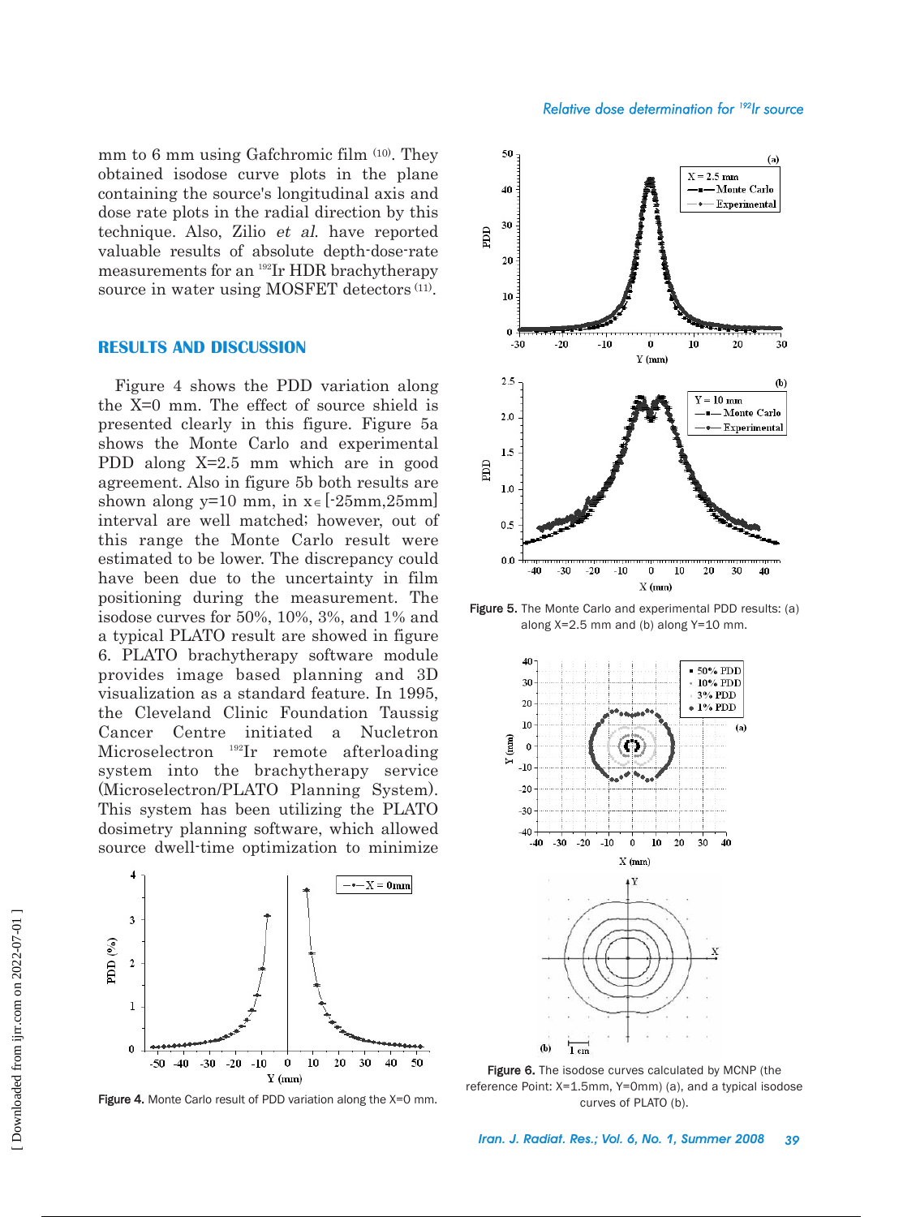mm to 6 mm using Gafchromic film [10]. They obtained isodose curve plots in the plane containing the source's longitudinal axis and dose rate plots in the radial direction by this technique. Also, Zilio *et al.* have reported valuable results of absolute depth-dose-rate measurements for an $^{192}$Ir HDR brachytherapy source in water using MOSFET detectors [11].

## RESULTS AND DISCUSSION

Figure 4 shows the PDD variation along the X=0 mm. The effect of source shield is presented clearly in this figure. Figure 5a shows the Monte Carlo and experimental PDD along X=2.5 mm which are in good agreement. Also in figure 5b both results are shown along y=10 mm, in $x \in$ [-25mm,25mm] interval are well matched; however, out of this range the Monte Carlo result were estimated to be lower. The discrepancy could have been due to the uncertainty in film positioning during the measurement. The isodose curves for 50%, 10%, 3%, and 1% and a typical PLATO result are showed in figure 6. PLATO brachytherapy software module provides image based planning and 3D visualization as a standard feature. In 1995, the Cleveland Clinic Foundation Taussig Cancer Centre initiated a Nucletron Microselectron $^{192}$Ir remote afterloading system into the brachytherapy service (Microselectron/PLATO Planning System). This system has been utilizing the PLATO dosimetry planning software, which allowed source dwell-time optimization to minimize

Figure 4. Monte Carlo result of PDD variation along the X=0 mm.

Figure 5. The Monte Carlo and experimental PDD results: (a) along X=2.5 mm and (b) along Y=10 mm.

Figure 6. The isodose curves calculated by MCNP (the reference Point: X=1.5mm, Y=0mm) (a), and a typical isodose curves of PLATO (b).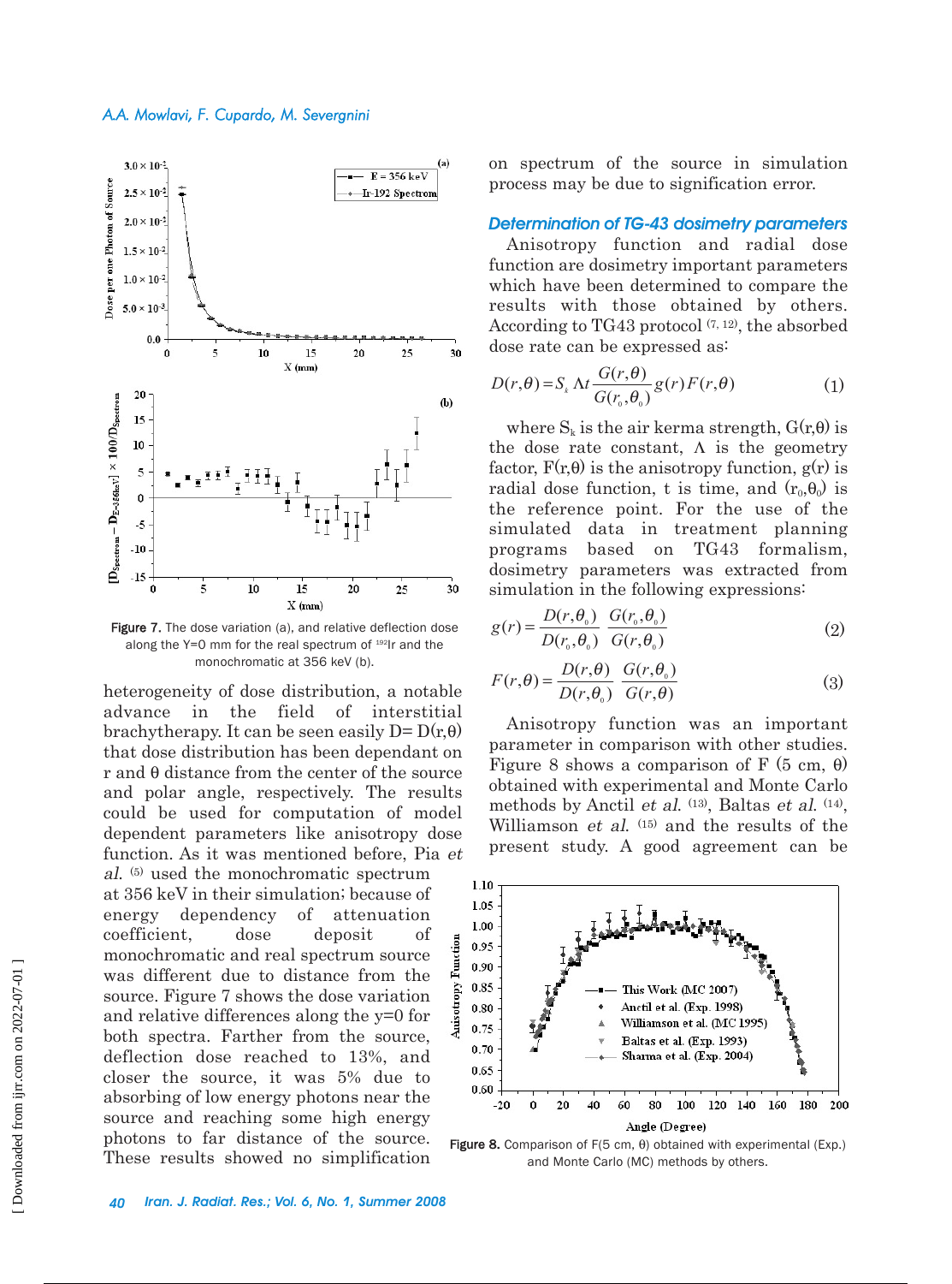Figure 7. The dose variation (a), and relative deflection dose along the Y=0 mm for the real spectrum of [192]Ir and the monochromatic at 356 keV (b).

heterogeneity of dose distribution, a notable advance in the field of interstitial brachytherapy. It can be seen easily D= D(r,θ) that dose distribution has been dependant on r and θ distance from the center of the source and polar angle, respectively. The results could be used for computation of model dependent parameters like anisotropy dose function. As it was mentioned before, Pia *et al.* [5] used the monochromatic spectrum at 356 keV in their simulation; because of energy dependency of attenuation coefficient, dose deposit of monochromatic and real spectrum source was different due to distance from the source. Figure 7 shows the dose variation and relative differences along the y=0 for both spectra. Farther from the source, deflection dose reached to 13%, and closer the source, it was 5% due to absorbing of low energy photons near the source and reaching some high energy photons to far distance of the source. These results showed no simplification on spectrum of the source in simulation process may be due to signification error.

### Determination of TG-43 dosimetry parameters

Anisotropy function and radial dose function are dosimetry important parameters which have been determined to compare the results with those obtained by others. According to TG43 protocol [7, 12], the absorbed dose rate can be expressed as:

$$D(r,\theta) = S_k \Lambda t \frac{G(r,\theta)}{G(r_0,\theta_0)} g(r) F(r,\theta) \qquad (1)$$

where $S_k$ is the air kerma strength, G(r,θ) is the dose rate constant, Λ is the geometry factor, F(r,θ) is the anisotropy function, g(r) is radial dose function, t is time, and ($r_0$,$\theta_0$) is the reference point. For the use of the simulated data in treatment planning programs based on TG43 formalism, dosimetry parameters was extracted from simulation in the following expressions:

$$g(r) = \frac{D(r,\theta_0)}{D(r_0,\theta_0)} \, \frac{G(r_0,\theta_0)}{G(r,\theta_0)} \qquad (2)$$

$$F(r,\theta) = \frac{D(r,\theta)}{D(r,\theta_0)} \, \frac{G(r,\theta_0)}{G(r,\theta)} \qquad (3)$$

Anisotropy function was an important parameter in comparison with other studies. Figure 8 shows a comparison of F (5 cm, θ) obtained with experimental and Monte Carlo methods by Anctil *et al.* [13], Baltas *et al.* [14], Williamson *et al.* [15] and the results of the present study. A good agreement can be

Figure 8. Comparison of F(5 cm, θ) obtained with experimental (Exp.) and Monte Carlo (MC) methods by others.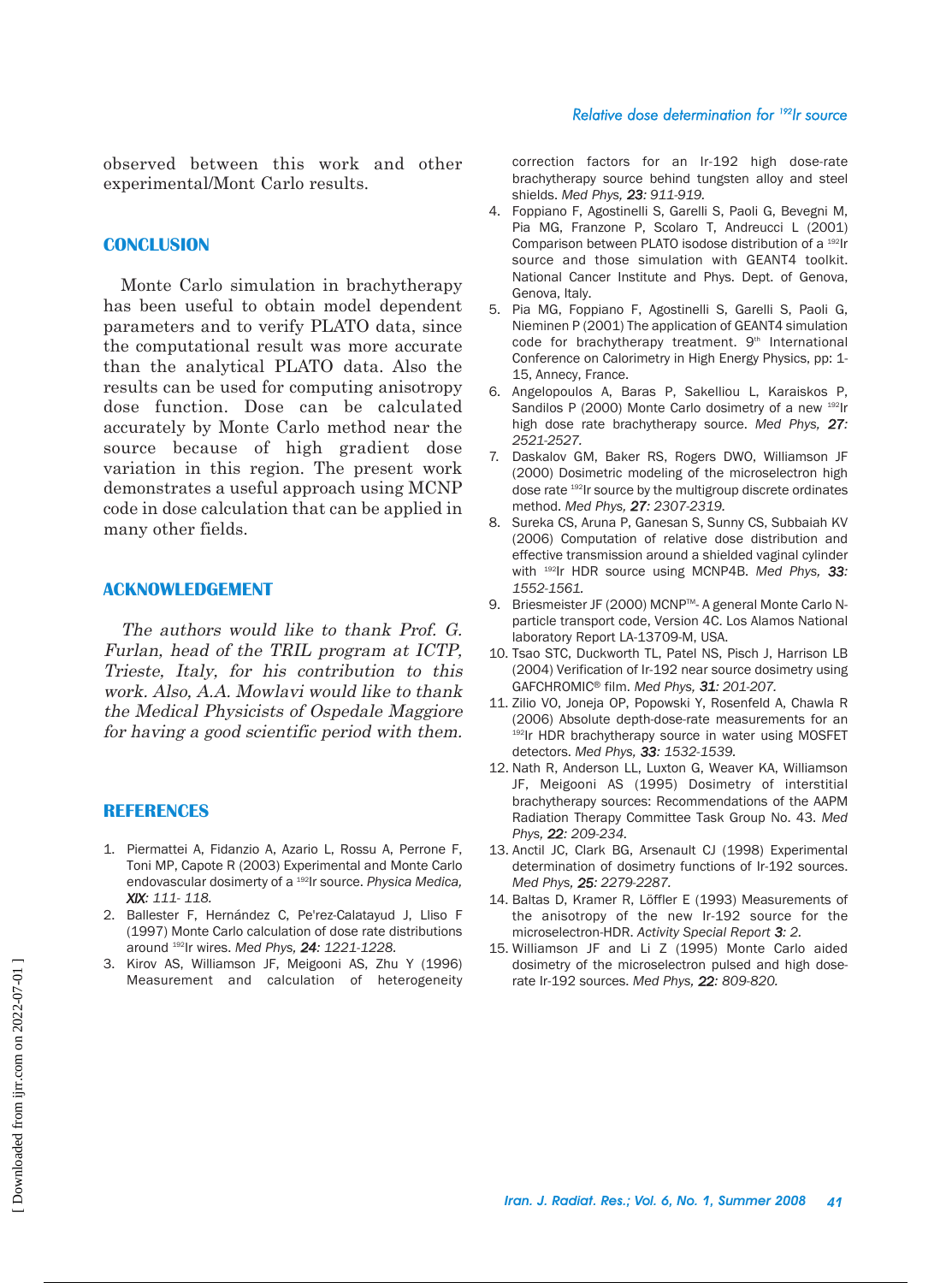observed between this work and other experimental/Mont Carlo results.

## CONCLUSION

Monte Carlo simulation in brachytherapy has been useful to obtain model dependent parameters and to verify PLATO data, since the computational result was more accurate than the analytical PLATO data. Also the results can be used for computing anisotropy dose function. Dose can be calculated accurately by Monte Carlo method near the source because of high gradient dose variation in this region. The present work demonstrates a useful approach using MCNP code in dose calculation that can be applied in many other fields.

## ACKNOWLEDGEMENT

*The authors would like to thank Prof. G. Furlan, head of the TRIL program at ICTP, Trieste, Italy, for his contribution to this work. Also, A.A. Mowlavi would like to thank the Medical Physicists of Ospedale Maggiore for having a good scientific period with them.*

## REFERENCES

1. Piermattei A, Fidanzio A, Azario L, Rossu A, Perrone F, Toni MP, Capote R (2003) Experimental and Monte Carlo endovascular dosimerty of a $^{192}$Ir source. *Physica Medica, **XIX**: 111- 118.*
2. Ballester F, Hernández C, Pe'rez-Calatayud J, Lliso F (1997) Monte Carlo calculation of dose rate distributions around $^{192}$Ir wires. *Med Phys, **24**: 1221-1228.*
3. Kirov AS, Williamson JF, Meigooni AS, Zhu Y (1996) Measurement and calculation of heterogeneity correction factors for an Ir-192 high dose-rate brachytherapy source behind tungsten alloy and steel shields. *Med Phys, **23**: 911-919.*
4. Foppiano F, Agostinelli S, Garelli S, Paoli G, Bevegni M, Pia MG, Franzone P, Scolaro T, Andreucci L (2001) Comparison between PLATO isodose distribution of a $^{192}$Ir source and those simulation with GEANT4 toolkit. National Cancer Institute and Phys. Dept. of Genova, Genova, Italy.
5. Pia MG, Foppiano F, Agostinelli S, Garelli S, Paoli G, Nieminen P (2001) The application of GEANT4 simulation code for brachytherapy treatment. 9th International Conference on Calorimetry in High Energy Physics, pp: 1-15, Annecy, France.
6. Angelopoulos A, Baras P, Sakelliou L, Karaiskos P, Sandilos P (2000) Monte Carlo dosimetry of a new $^{192}$Ir high dose rate brachytherapy source. *Med Phys, **27**: 2521-2527.*
7. Daskalov GM, Baker RS, Rogers DWO, Williamson JF (2000) Dosimetric modeling of the microselectron high dose rate $^{192}$Ir source by the multigroup discrete ordinates method. *Med Phys, **27**: 2307-2319.*
8. Sureka CS, Aruna P, Ganesan S, Sunny CS, Subbaiah KV (2006) Computation of relative dose distribution and effective transmission around a shielded vaginal cylinder with $^{192}$Ir HDR source using MCNP4B. *Med Phys, **33**: 1552-1561.*
9. Briesmeister JF (2000) MCNP™- A general Monte Carlo N-particle transport code, Version 4C. Los Alamos National laboratory Report LA-13709-M, USA.
10. Tsao STC, Duckworth TL, Patel NS, Pisch J, Harrison LB (2004) Verification of Ir-192 near source dosimetry using GAFCHROMIC® film. *Med Phys, **31**: 201-207.*
11. Zilio VO, Joneja OP, Popowski Y, Rosenfeld A, Chawla R (2006) Absolute depth-dose-rate measurements for an $^{192}$Ir HDR brachytherapy source in water using MOSFET detectors. *Med Phys, **33**: 1532-1539.*
12. Nath R, Anderson LL, Luxton G, Weaver KA, Williamson JF, Meigooni AS (1995) Dosimetry of interstitial brachytherapy sources: Recommendations of the AAPM Radiation Therapy Committee Task Group No. 43. *Med Phys, **22**: 209-234.*
13. Anctil JC, Clark BG, Arsenault CJ (1998) Experimental determination of dosimetry functions of Ir-192 sources. *Med Phys, **25**: 2279-2287.*
14. Baltas D, Kramer R, Löffler E (1993) Measurements of the anisotropy of the new Ir-192 source for the microselectron-HDR. *Activity Special Report **3**: 2.*
15. Williamson JF and Li Z (1995) Monte Carlo aided dosimetry of the microselectron pulsed and high dose-rate Ir-192 sources. *Med Phys, **22**: 809-820.*